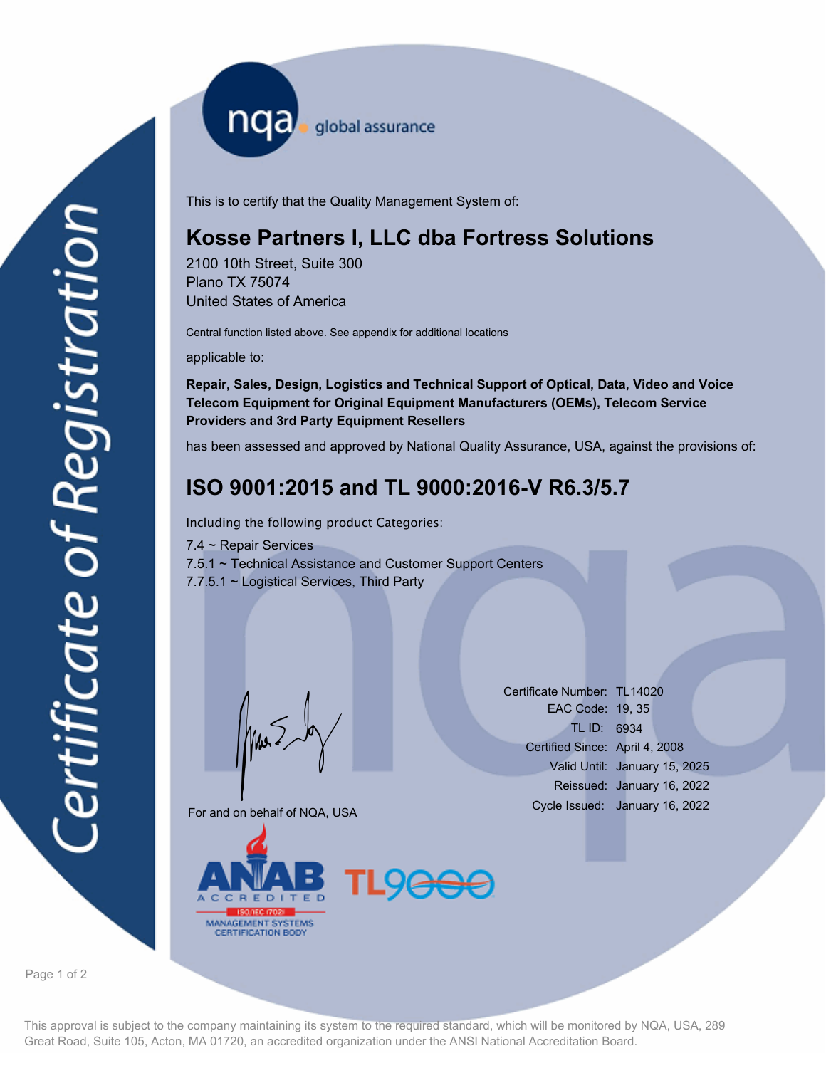nqa global assurance

# Certificate of Registration

This is to certify that the Quality Management System of:

## Kosse Partners I, LLC dba Fortress Solutions

2100 10th Street, Suite 300
Plano TX 75074
United States of America

Central function listed above. See appendix for additional locations

applicable to:

**Repair, Sales, Design, Logistics and Technical Support of Optical, Data, Video and Voice Telecom Equipment for Original Equipment Manufacturers (OEMs), Telecom Service Providers and 3rd Party Equipment Resellers**

has been assessed and approved by National Quality Assurance, USA, against the provisions of:

## ISO 9001:2015 and TL 9000:2016-V R6.3/5.7

Including the following product Categories:

7.4 ~ Repair Services
7.5.1 ~ Technical Assistance and Customer Support Centers
7.7.5.1 ~ Logistical Services, Third Party

For and on behalf of NQA, USA

| | |
|---|---|
| Certificate Number: | TL14020 |
| EAC Code: | 19, 35 |
| TL ID: | 6934 |
| Certified Since: | April 4, 2008 |
| Valid Until: | January 15, 2025 |
| Reissued: | January 16, 2022 |
| Cycle Issued: | January 16, 2022 |

ANAB ACCREDITED ISO/IEC 17021 MANAGEMENT SYSTEMS CERTIFICATION BODY

TL9000

This approval is subject to the company maintaining its system to the required standard, which will be monitored by NQA, USA, 289 Great Road, Suite 105, Acton, MA 01720, an accredited organization under the ANSI National Accreditation Board.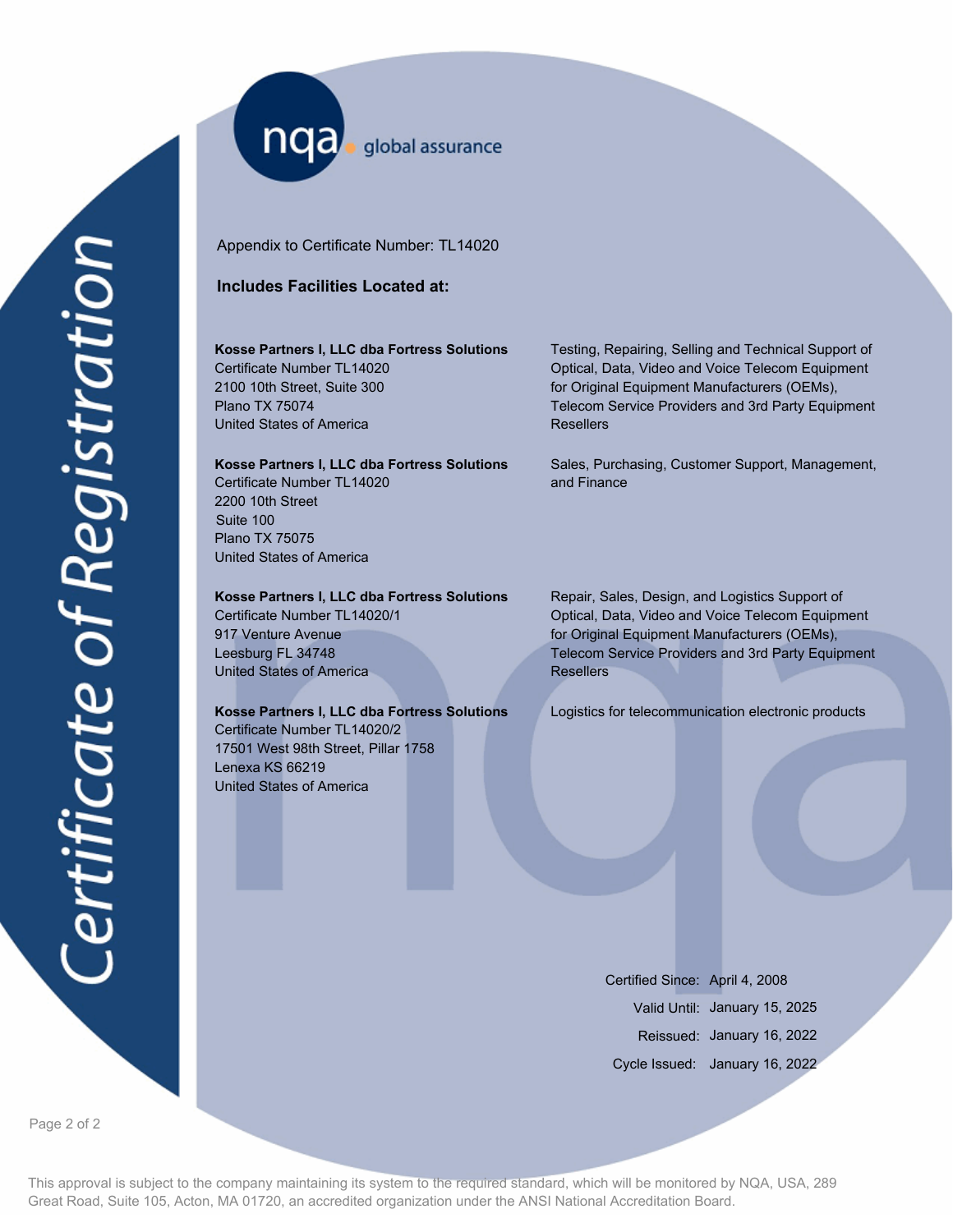nqa. global assurance

Certificate of Registration

Appendix to Certificate Number: TL14020

**Includes Facilities Located at:**

| | |
|---|---|
| **Kosse Partners I, LLC dba Fortress Solutions**<br>Certificate Number TL14020<br>2100 10th Street, Suite 300<br>Plano TX 75074<br>United States of America | Testing, Repairing, Selling and Technical Support of Optical, Data, Video and Voice Telecom Equipment for Original Equipment Manufacturers (OEMs), Telecom Service Providers and 3rd Party Equipment Resellers |
| **Kosse Partners I, LLC dba Fortress Solutions**<br>Certificate Number TL14020<br>2200 10th Street<br>Suite 100<br>Plano TX 75075<br>United States of America | Sales, Purchasing, Customer Support, Management, and Finance |
| **Kosse Partners I, LLC dba Fortress Solutions**<br>Certificate Number TL14020/1<br>917 Venture Avenue<br>Leesburg FL 34748<br>United States of America | Repair, Sales, Design, and Logistics Support of Optical, Data, Video and Voice Telecom Equipment for Original Equipment Manufacturers (OEMs), Telecom Service Providers and 3rd Party Equipment Resellers |
| **Kosse Partners I, LLC dba Fortress Solutions**<br>Certificate Number TL14020/2<br>17501 West 98th Street, Pillar 1758<br>Lenexa KS 66219<br>United States of America | Logistics for telecommunication electronic products |

Certified Since: April 4, 2008
Valid Until: January 15, 2025
Reissued: January 16, 2022
Cycle Issued: January 16, 2022

This approval is subject to the company maintaining its system to the required standard, which will be monitored by NQA, USA, 289 Great Road, Suite 105, Acton, MA 01720, an accredited organization under the ANSI National Accreditation Board.